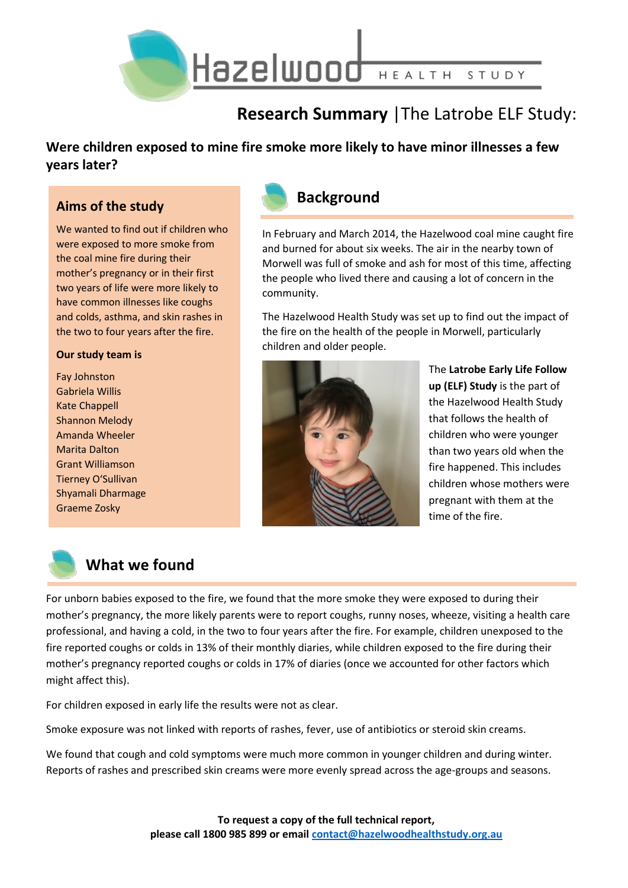# Hazelwood HEALTH STUDY

## Research Summary |The Latrobe ELF Study:

**Were children exposed to mine fire smoke more likely to have minor illnesses a few years later?**

### Aims of the study

We wanted to find out if children who were exposed to more smoke from the coal mine fire during their mother's pregnancy or in their first two years of life were more likely to have common illnesses like coughs and colds, asthma, and skin rashes in the two to four years after the fire.

**Our study team is**

Fay Johnston
Gabriela Willis
Kate Chappell
Shannon Melody
Amanda Wheeler
Marita Dalton
Grant Williamson
Tierney O'Sullivan
Shyamali Dharmage
Graeme Zosky

### Background

In February and March 2014, the Hazelwood coal mine caught fire and burned for about six weeks. The air in the nearby town of Morwell was full of smoke and ash for most of this time, affecting the people who lived there and causing a lot of concern in the community.

The Hazelwood Health Study was set up to find out the impact of the fire on the health of the people in Morwell, particularly children and older people.

The **Latrobe Early Life Follow up (ELF) Study** is the part of the Hazelwood Health Study that follows the health of children who were younger than two years old when the fire happened. This includes children whose mothers were pregnant with them at the time of the fire.

### What we found

For unborn babies exposed to the fire, we found that the more smoke they were exposed to during their mother's pregnancy, the more likely parents were to report coughs, runny noses, wheeze, visiting a health care professional, and having a cold, in the two to four years after the fire. For example, children unexposed to the fire reported coughs or colds in 13% of their monthly diaries, while children exposed to the fire during their mother's pregnancy reported coughs or colds in 17% of diaries (once we accounted for other factors which might affect this).

For children exposed in early life the results were not as clear.

Smoke exposure was not linked with reports of rashes, fever, use of antibiotics or steroid skin creams.

We found that cough and cold symptoms were much more common in younger children and during winter. Reports of rashes and prescribed skin creams were more evenly spread across the age-groups and seasons.

**To request a copy of the full technical report, please call 1800 985 899 or email contact@hazelwoodhealthstudy.org.au**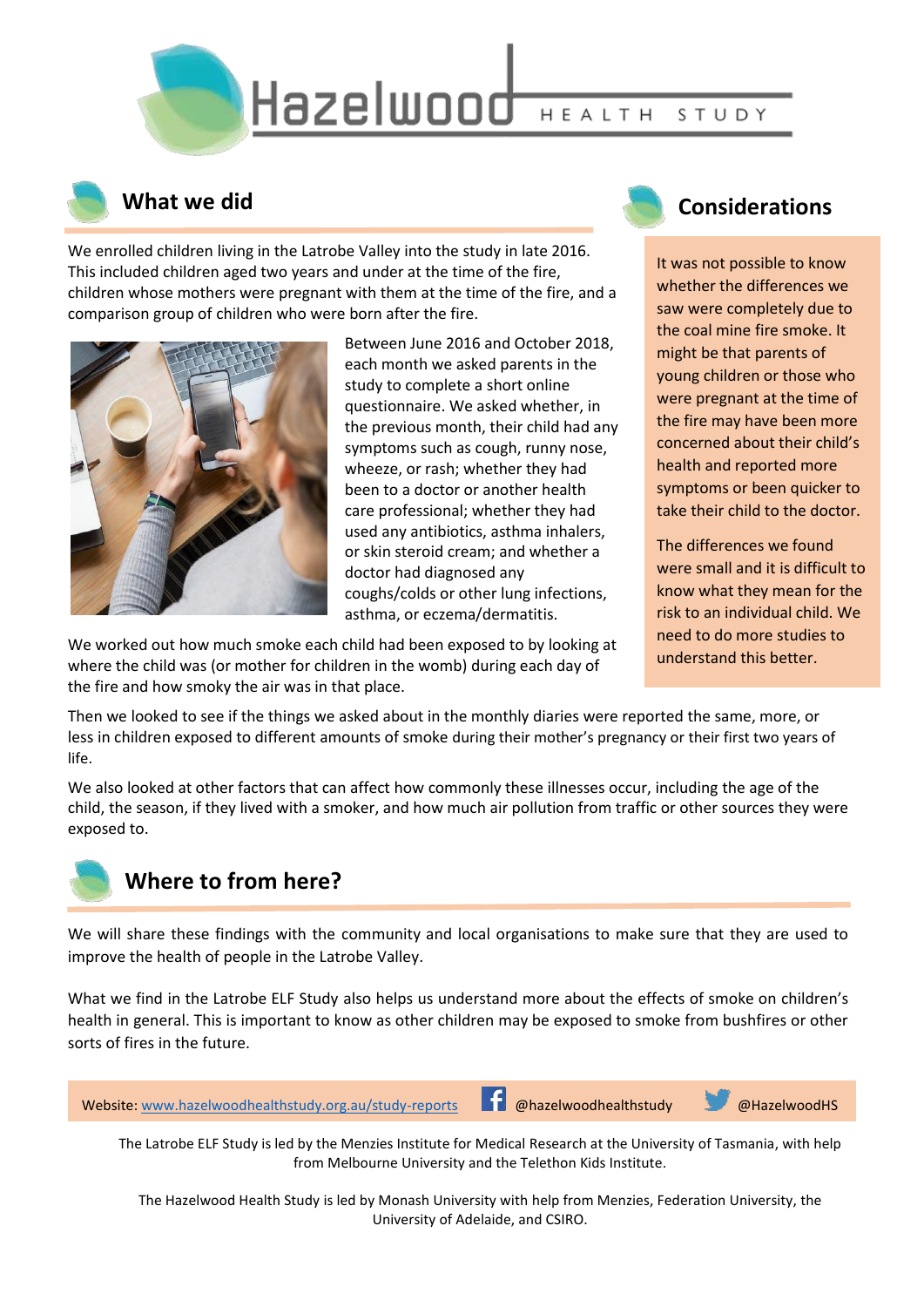# Hazelwood HEALTH STUDY

## What we did

We enrolled children living in the Latrobe Valley into the study in late 2016. This included children aged two years and under at the time of the fire, children whose mothers were pregnant with them at the time of the fire, and a comparison group of children who were born after the fire.

Between June 2016 and October 2018, each month we asked parents in the study to complete a short online questionnaire. We asked whether, in the previous month, their child had any symptoms such as cough, runny nose, wheeze, or rash; whether they had been to a doctor or another health care professional; whether they had used any antibiotics, asthma inhalers, or skin steroid cream; and whether a doctor had diagnosed any coughs/colds or other lung infections, asthma, or eczema/dermatitis.

We worked out how much smoke each child had been exposed to by looking at where the child was (or mother for children in the womb) during each day of the fire and how smoky the air was in that place.

Then we looked to see if the things we asked about in the monthly diaries were reported the same, more, or less in children exposed to different amounts of smoke during their mother's pregnancy or their first two years of life.

We also looked at other factors that can affect how commonly these illnesses occur, including the age of the child, the season, if they lived with a smoker, and how much air pollution from traffic or other sources they were exposed to.

## Considerations

It was not possible to know whether the differences we saw were completely due to the coal mine fire smoke. It might be that parents of young children or those who were pregnant at the time of the fire may have been more concerned about their child's health and reported more symptoms or been quicker to take their child to the doctor.

The differences we found were small and it is difficult to know what they mean for the risk to an individual child. We need to do more studies to understand this better.

## Where to from here?

We will share these findings with the community and local organisations to make sure that they are used to improve the health of people in the Latrobe Valley.

What we find in the Latrobe ELF Study also helps us understand more about the effects of smoke on children's health in general. This is important to know as other children may be exposed to smoke from bushfires or other sorts of fires in the future.

Website: [www.hazelwoodhealthstudy.org.au/study-reports](www.hazelwoodhealthstudy.org.au/study-reports) @hazelwoodhealthstudy @HazelwoodHS

The Latrobe ELF Study is led by the Menzies Institute for Medical Research at the University of Tasmania, with help from Melbourne University and the Telethon Kids Institute.

The Hazelwood Health Study is led by Monash University with help from Menzies, Federation University, the University of Adelaide, and CSIRO.